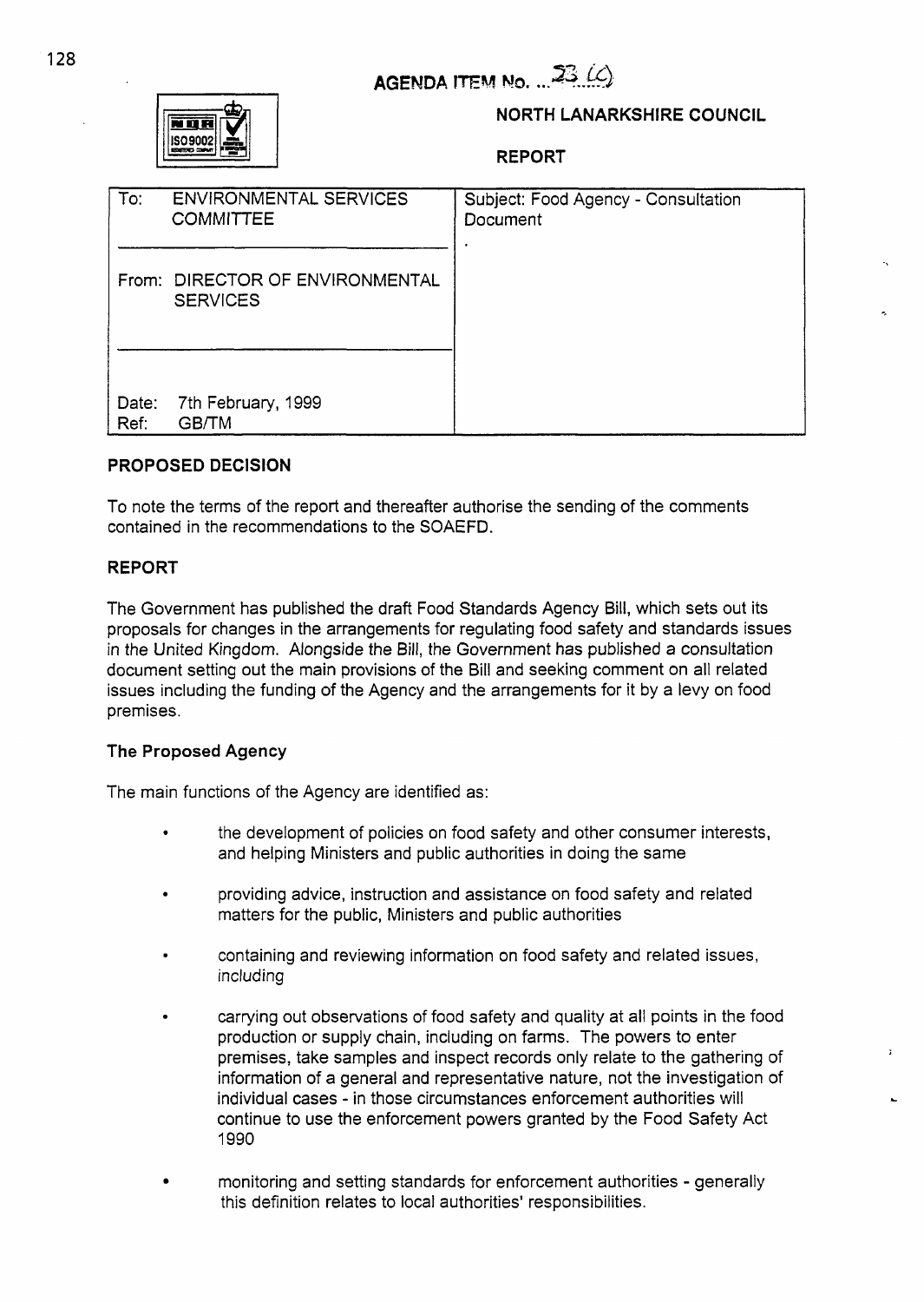AGENDA ITEM No. ...23 (c)

**NORTH LANARKSHIRE COUNCIL**

**REPORT**

| To: ENVIRONMENTAL SERVICES COMMITTEE | Subject: Food Agency - Consultation Document |
|---|---|
| From: DIRECTOR OF ENVIRONMENTAL SERVICES | |
| Date: 7th February, 1999<br>Ref: GB/TM | |

## PROPOSED DECISION

To note the terms of the report and thereafter authorise the sending of the comments contained in the recommendations to the SOAEFD.

## REPORT

The Government has published the draft Food Standards Agency Bill, which sets out its proposals for changes in the arrangements for regulating food safety and standards issues in the United Kingdom. Alongside the Bill, the Government has published a consultation document setting out the main provisions of the Bill and seeking comment on all related issues including the funding of the Agency and the arrangements for it by a levy on food premises.

### The Proposed Agency

The main functions of the Agency are identified as:

- the development of policies on food safety and other consumer interests, and helping Ministers and public authorities in doing the same
- providing advice, instruction and assistance on food safety and related matters for the public, Ministers and public authorities
- containing and reviewing information on food safety and related issues, including
- carrying out observations of food safety and quality at all points in the food production or supply chain, including on farms. The powers to enter premises, take samples and inspect records only relate to the gathering of information of a general and representative nature, not the investigation of individual cases - in those circumstances enforcement authorities will continue to use the enforcement powers granted by the Food Safety Act 1990
- monitoring and setting standards for enforcement authorities - generally this definition relates to local authorities' responsibilities.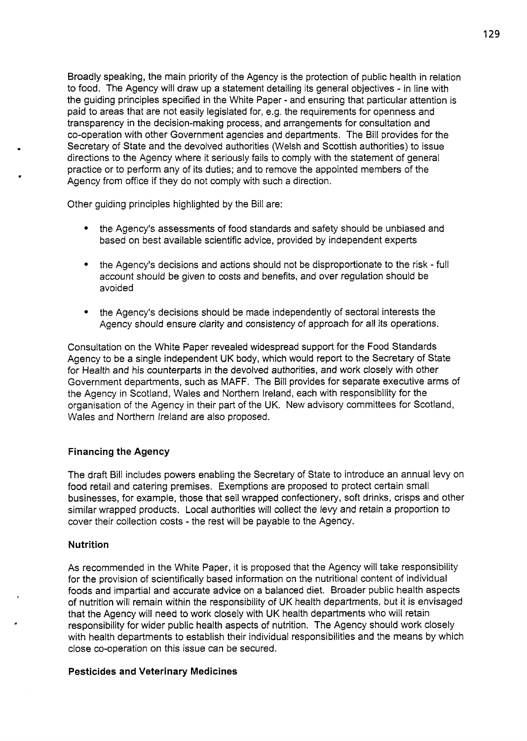Broadly speaking, the main priority of the Agency is the protection of public health in relation to food. The Agency will draw up a statement detailing its general objectives - in line with the guiding principles specified in the White Paper - and ensuring that particular attention is paid to areas that are not easily legislated for, e.g. the requirements for openness and transparency in the decision-making process, and arrangements for consultation and co-operation with other Government agencies and departments. The Bill provides for the Secretary of State and the devolved authorities (Welsh and Scottish authorities) to issue directions to the Agency where it seriously fails to comply with the statement of general practice or to perform any of its duties; and to remove the appointed members of the Agency from office if they do not comply with such a direction.

Other guiding principles highlighted by the Bill are:

- the Agency's assessments of food standards and safety should be unbiased and based on best available scientific advice, provided by independent experts
- the Agency's decisions and actions should not be disproportionate to the risk - full account should be given to costs and benefits, and over regulation should be avoided
- the Agency's decisions should be made independently of sectoral interests the Agency should ensure clarity and consistency of approach for all its operations.

Consultation on the White Paper revealed widespread support for the Food Standards Agency to be a single independent UK body, which would report to the Secretary of State for Health and his counterparts in the devolved authorities, and work closely with other Government departments, such as MAFF. The Bill provides for separate executive arms of the Agency in Scotland, Wales and Northern Ireland, each with responsibility for the organisation of the Agency in their part of the UK. New advisory committees for Scotland, Wales and Northern Ireland are also proposed.

### Financing the Agency

The draft Bill includes powers enabling the Secretary of State to introduce an annual levy on food retail and catering premises. Exemptions are proposed to protect certain small businesses, for example, those that sell wrapped confectionery, soft drinks, crisps and other similar wrapped products. Local authorities will collect the levy and retain a proportion to cover their collection costs - the rest will be payable to the Agency.

### Nutrition

As recommended in the White Paper, it is proposed that the Agency will take responsibility for the provision of scientifically based information on the nutritional content of individual foods and impartial and accurate advice on a balanced diet. Broader public health aspects of nutrition will remain within the responsibility of UK health departments, but it is envisaged that the Agency will need to work closely with UK health departments who will retain responsibility for wider public health aspects of nutrition. The Agency should work closely with health departments to establish their individual responsibilities and the means by which close co-operation on this issue can be secured.

### Pesticides and Veterinary Medicines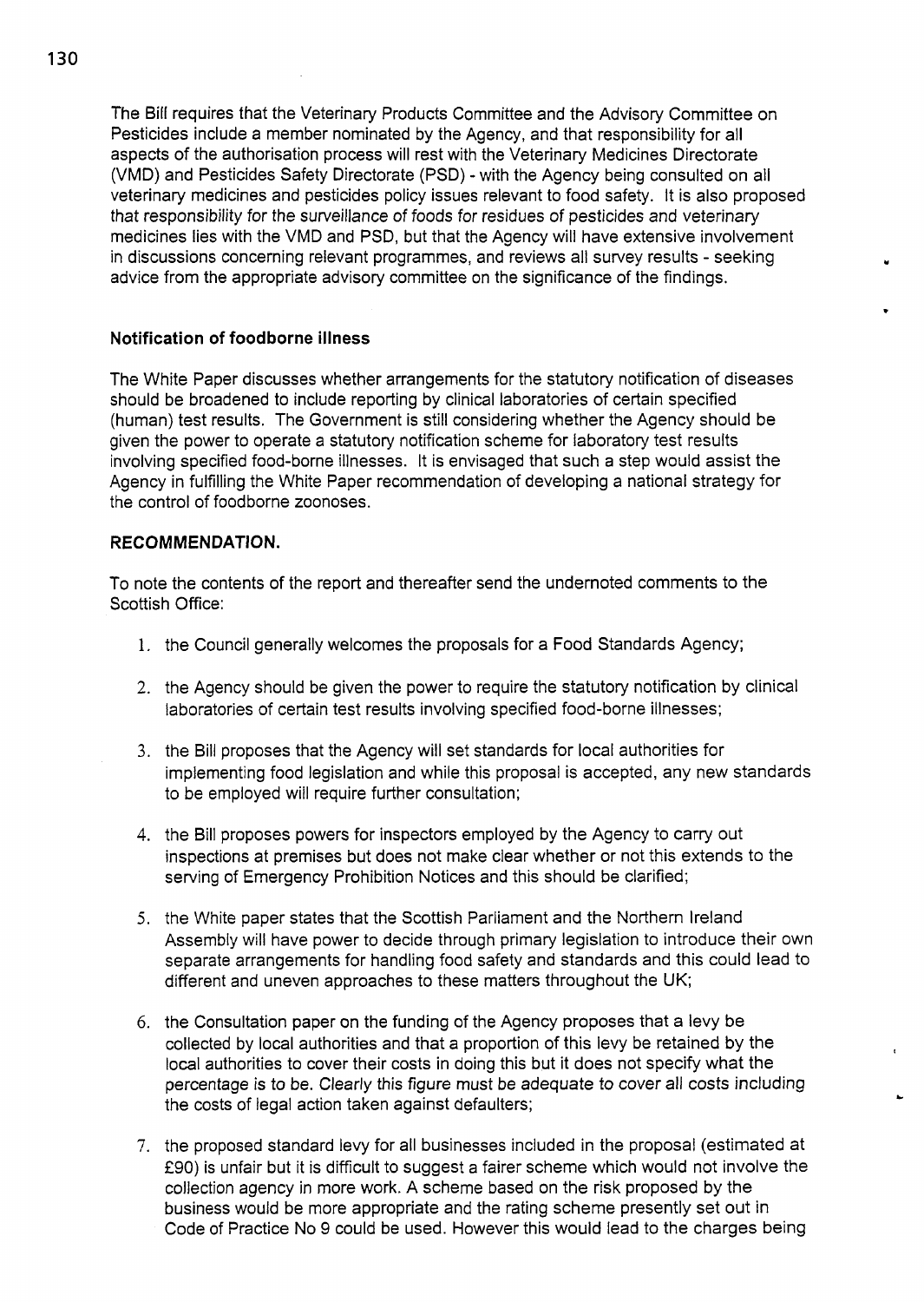The Bill requires that the Veterinary Products Committee and the Advisory Committee on Pesticides include a member nominated by the Agency, and that responsibility for all aspects of the authorisation process will rest with the Veterinary Medicines Directorate (VMD) and Pesticides Safety Directorate (PSD) - with the Agency being consulted on all veterinary medicines and pesticides policy issues relevant to food safety. It is also proposed that responsibility for the surveillance of foods for residues of pesticides and veterinary medicines lies with the VMD and PSD, but that the Agency will have extensive involvement in discussions concerning relevant programmes, and reviews all survey results - seeking advice from the appropriate advisory committee on the significance of the findings.

**Notification of foodborne illness**

The White Paper discusses whether arrangements for the statutory notification of diseases should be broadened to include reporting by clinical laboratories of certain specified (human) test results. The Government is still considering whether the Agency should be given the power to operate a statutory notification scheme for laboratory test results involving specified food-borne illnesses. It is envisaged that such a step would assist the Agency in fulfilling the White Paper recommendation of developing a national strategy for the control of foodborne zoonoses.

**RECOMMENDATION.**

To note the contents of the report and thereafter send the undernoted comments to the Scottish Office:

1. the Council generally welcomes the proposals for a Food Standards Agency;

2. the Agency should be given the power to require the statutory notification by clinical laboratories of certain test results involving specified food-borne illnesses;

3. the Bill proposes that the Agency will set standards for local authorities for implementing food legislation and while this proposal is accepted, any new standards to be employed will require further consultation;

4. the Bill proposes powers for inspectors employed by the Agency to carry out inspections at premises but does not make clear whether or not this extends to the serving of Emergency Prohibition Notices and this should be clarified;

5. the White paper states that the Scottish Parliament and the Northern Ireland Assembly will have power to decide through primary legislation to introduce their own separate arrangements for handling food safety and standards and this could lead to different and uneven approaches to these matters throughout the UK;

6. the Consultation paper on the funding of the Agency proposes that a levy be collected by local authorities and that a proportion of this levy be retained by the local authorities to cover their costs in doing this but it does not specify what the percentage is to be. Clearly this figure must be adequate to cover all costs including the costs of legal action taken against defaulters;

7. the proposed standard levy for all businesses included in the proposal (estimated at £90) is unfair but it is difficult to suggest a fairer scheme which would not involve the collection agency in more work. A scheme based on the risk proposed by the business would be more appropriate and the rating scheme presently set out in Code of Practice No 9 could be used. However this would lead to the charges being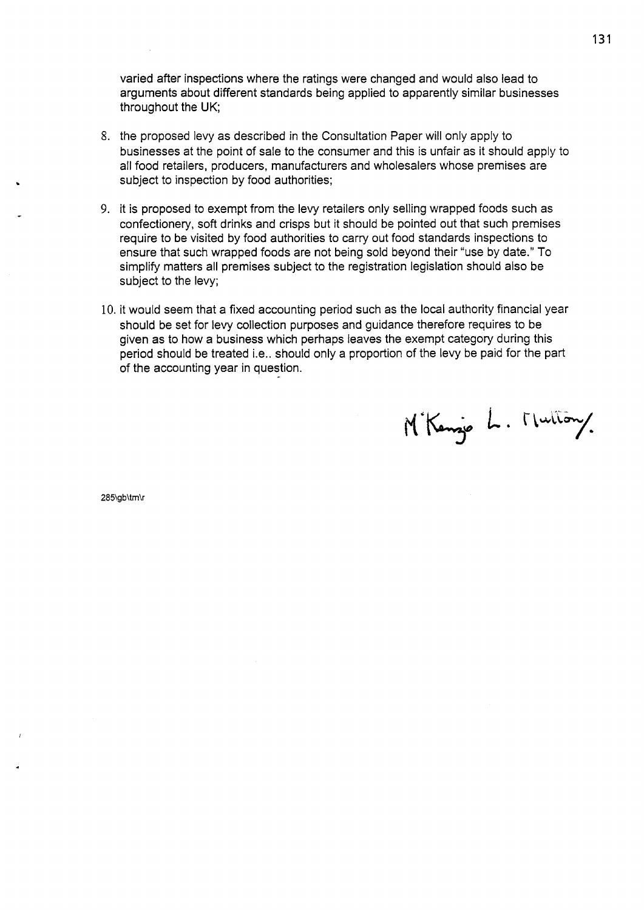varied after inspections where the ratings were changed and would also lead to arguments about different standards being applied to apparently similar businesses throughout the UK;

8. the proposed levy as described in the Consultation Paper will only apply to businesses at the point of sale to the consumer and this is unfair as it should apply to all food retailers, producers, manufacturers and wholesalers whose premises are subject to inspection by food authorities;

9. it is proposed to exempt from the levy retailers only selling wrapped foods such as confectionery, soft drinks and crisps but it should be pointed out that such premises require to be visited by food authorities to carry out food standards inspections to ensure that such wrapped foods are not being sold beyond their "use by date." To simplify matters all premises subject to the registration legislation should also be subject to the levy;

10. it would seem that a fixed accounting period such as the local authority financial year should be set for levy collection purposes and guidance therefore requires to be given as to how a business which perhaps leaves the exempt category during this period should be treated i.e.. should only a proportion of the levy be paid for the part of the accounting year in question.

M'Kenzie L. Hutton/.

285\gb\tm\r